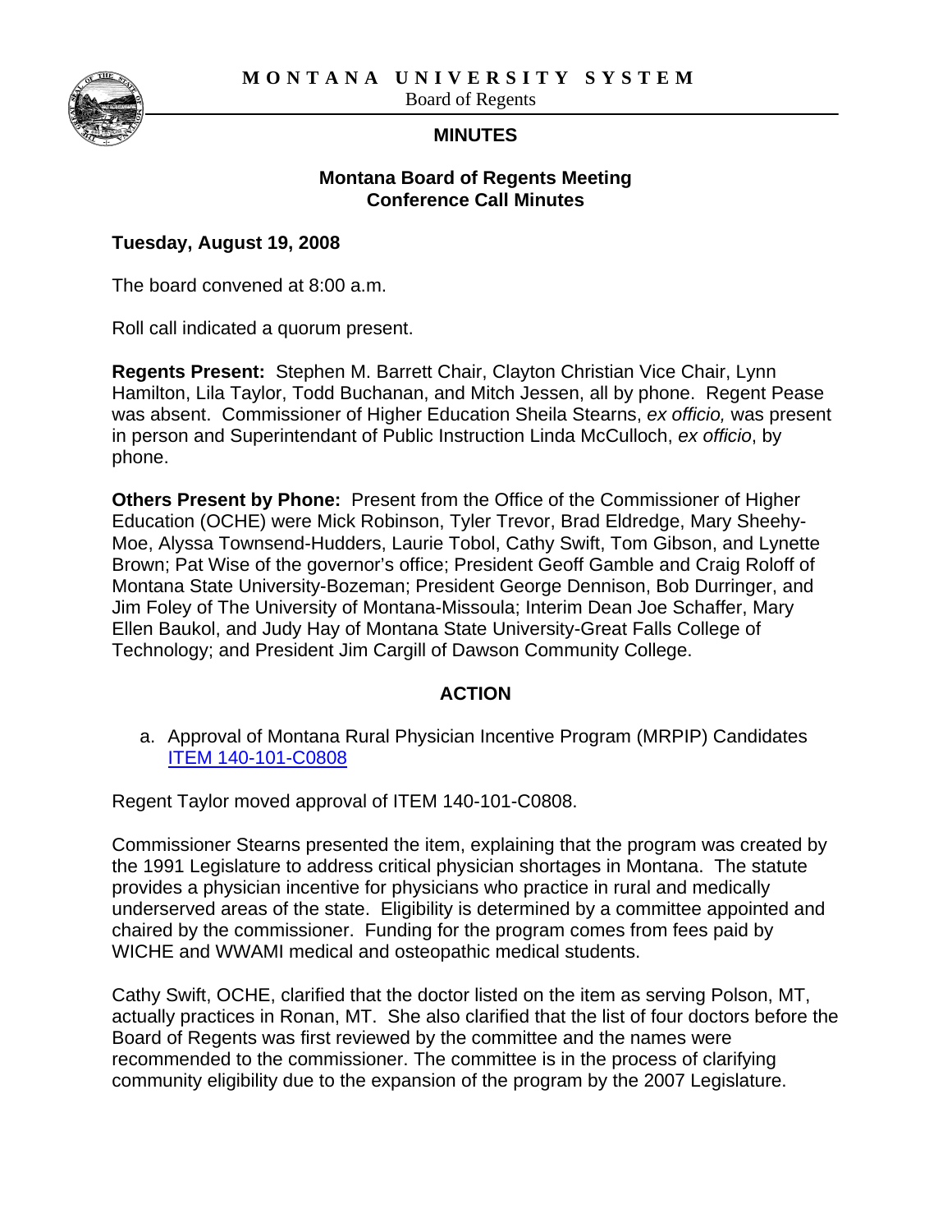**MONTANA UNIVERSITY SYSTEM**

Board of Regents

## MINUTES

### Montana Board of Regents Meeting
### Conference Call Minutes

**Tuesday, August 19, 2008**

The board convened at 8:00 a.m.

Roll call indicated a quorum present.

**Regents Present:** Stephen M. Barrett Chair, Clayton Christian Vice Chair, Lynn Hamilton, Lila Taylor, Todd Buchanan, and Mitch Jessen, all by phone. Regent Pease was absent. Commissioner of Higher Education Sheila Stearns, *ex officio,* was present in person and Superintendant of Public Instruction Linda McCulloch, *ex officio*, by phone.

**Others Present by Phone:** Present from the Office of the Commissioner of Higher Education (OCHE) were Mick Robinson, Tyler Trevor, Brad Eldredge, Mary Sheehy-Moe, Alyssa Townsend-Hudders, Laurie Tobol, Cathy Swift, Tom Gibson, and Lynette Brown; Pat Wise of the governor's office; President Geoff Gamble and Craig Roloff of Montana State University-Bozeman; President George Dennison, Bob Durringer, and Jim Foley of The University of Montana-Missoula; Interim Dean Joe Schaffer, Mary Ellen Baukol, and Judy Hay of Montana State University-Great Falls College of Technology; and President Jim Cargill of Dawson Community College.

### ACTION

a. Approval of Montana Rural Physician Incentive Program (MRPIP) Candidates ITEM 140-101-C0808

Regent Taylor moved approval of ITEM 140-101-C0808.

Commissioner Stearns presented the item, explaining that the program was created by the 1991 Legislature to address critical physician shortages in Montana. The statute provides a physician incentive for physicians who practice in rural and medically underserved areas of the state. Eligibility is determined by a committee appointed and chaired by the commissioner. Funding for the program comes from fees paid by WICHE and WWAMI medical and osteopathic medical students.

Cathy Swift, OCHE, clarified that the doctor listed on the item as serving Polson, MT, actually practices in Ronan, MT. She also clarified that the list of four doctors before the Board of Regents was first reviewed by the committee and the names were recommended to the commissioner. The committee is in the process of clarifying community eligibility due to the expansion of the program by the 2007 Legislature.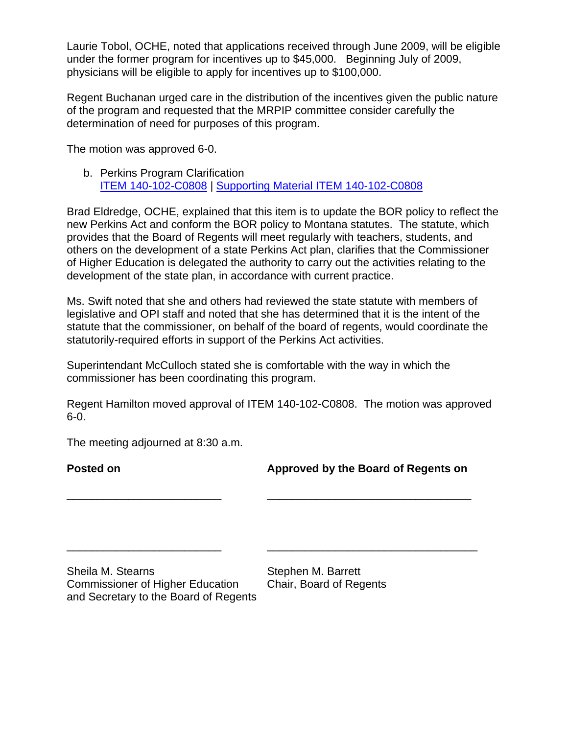Laurie Tobol, OCHE, noted that applications received through June 2009, will be eligible under the former program for incentives up to $45,000. Beginning July of 2009, physicians will be eligible to apply for incentives up to $100,000.

Regent Buchanan urged care in the distribution of the incentives given the public nature of the program and requested that the MRPIP committee consider carefully the determination of need for purposes of this program.

The motion was approved 6-0.

b. Perkins Program Clarification
   ITEM 140-102-C0808 | Supporting Material ITEM 140-102-C0808

Brad Eldredge, OCHE, explained that this item is to update the BOR policy to reflect the new Perkins Act and conform the BOR policy to Montana statutes. The statute, which provides that the Board of Regents will meet regularly with teachers, students, and others on the development of a state Perkins Act plan, clarifies that the Commissioner of Higher Education is delegated the authority to carry out the activities relating to the development of the state plan, in accordance with current practice.

Ms. Swift noted that she and others had reviewed the state statute with members of legislative and OPI staff and noted that she has determined that it is the intent of the statute that the commissioner, on behalf of the board of regents, would coordinate the statutorily-required efforts in support of the Perkins Act activities.

Superintendant McCulloch stated she is comfortable with the way in which the commissioner has been coordinating this program.

Regent Hamilton moved approval of ITEM 140-102-C0808. The motion was approved 6-0.

The meeting adjourned at 8:30 a.m.

| **Posted on** | **Approved by the Board of Regents on** |
|---|---|
| ________________________ | ________________________________ |
| ________________________ | ________________________________ |
| Sheila M. Stearns<br>Commissioner of Higher Education<br>and Secretary to the Board of Regents | Stephen M. Barrett<br>Chair, Board of Regents |